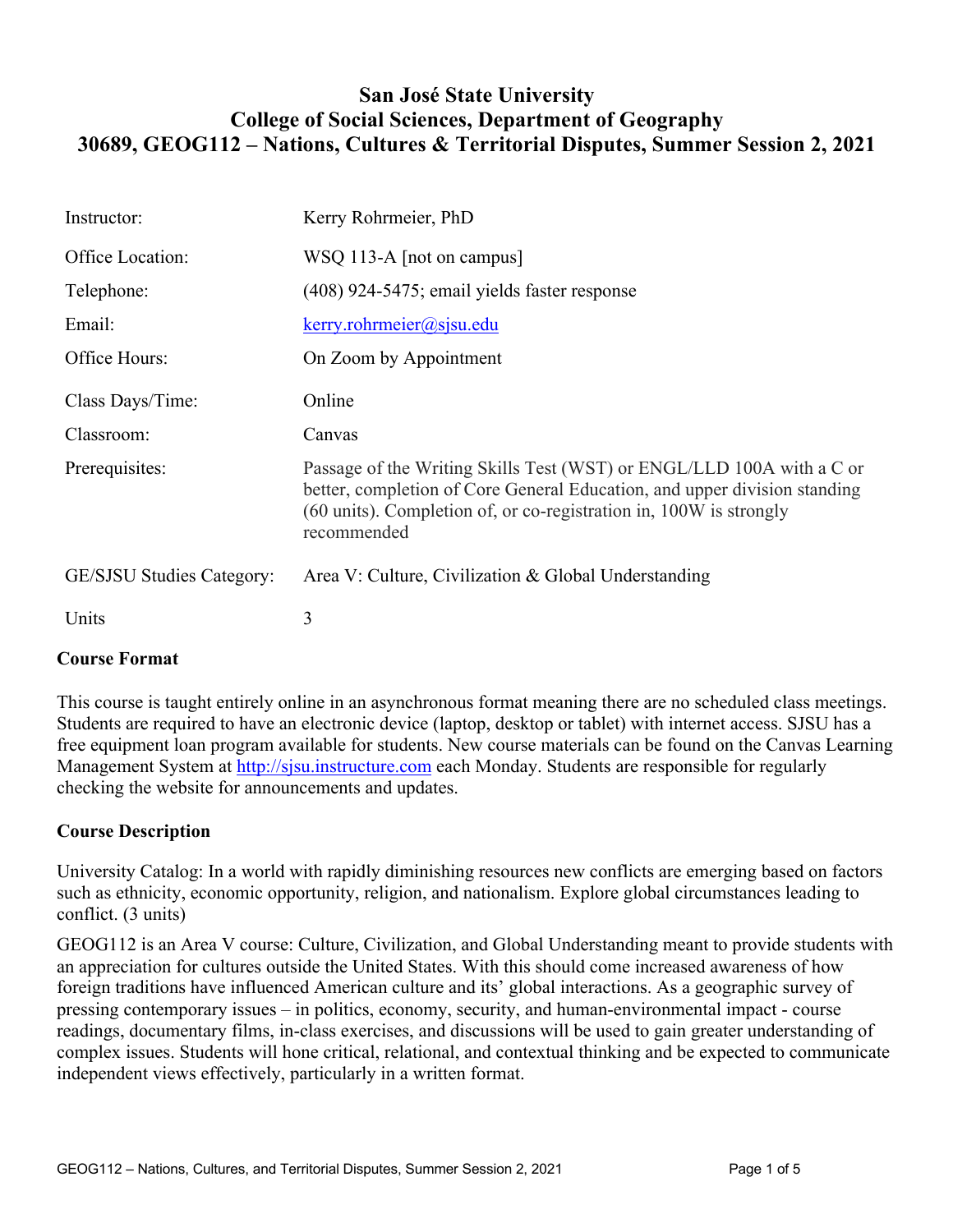# San José State University
# College of Social Sciences, Department of Geography
# 30689, GEOG112 – Nations, Cultures & Territorial Disputes, Summer Session 2, 2021

| | |
|---|---|
| Instructor: | Kerry Rohrmeier, PhD |
| Office Location: | WSQ 113-A [not on campus] |
| Telephone: | (408) 924-5475; email yields faster response |
| Email: | kerry.rohrmeier@sjsu.edu |
| Office Hours: | On Zoom by Appointment |
| Class Days/Time: | Online |
| Classroom: | Canvas |
| Prerequisites: | Passage of the Writing Skills Test (WST) or ENGL/LLD 100A with a C or better, completion of Core General Education, and upper division standing (60 units). Completion of, or co-registration in, 100W is strongly recommended |
| GE/SJSU Studies Category: | Area V: Culture, Civilization & Global Understanding |
| Units | 3 |

## Course Format

This course is taught entirely online in an asynchronous format meaning there are no scheduled class meetings. Students are required to have an electronic device (laptop, desktop or tablet) with internet access. SJSU has a free equipment loan program available for students. New course materials can be found on the Canvas Learning Management System at http://sjsu.instructure.com each Monday. Students are responsible for regularly checking the website for announcements and updates.

## Course Description

University Catalog: In a world with rapidly diminishing resources new conflicts are emerging based on factors such as ethnicity, economic opportunity, religion, and nationalism. Explore global circumstances leading to conflict. (3 units)

GEOG112 is an Area V course: Culture, Civilization, and Global Understanding meant to provide students with an appreciation for cultures outside the United States. With this should come increased awareness of how foreign traditions have influenced American culture and its' global interactions. As a geographic survey of pressing contemporary issues – in politics, economy, security, and human-environmental impact - course readings, documentary films, in-class exercises, and discussions will be used to gain greater understanding of complex issues. Students will hone critical, relational, and contextual thinking and be expected to communicate independent views effectively, particularly in a written format.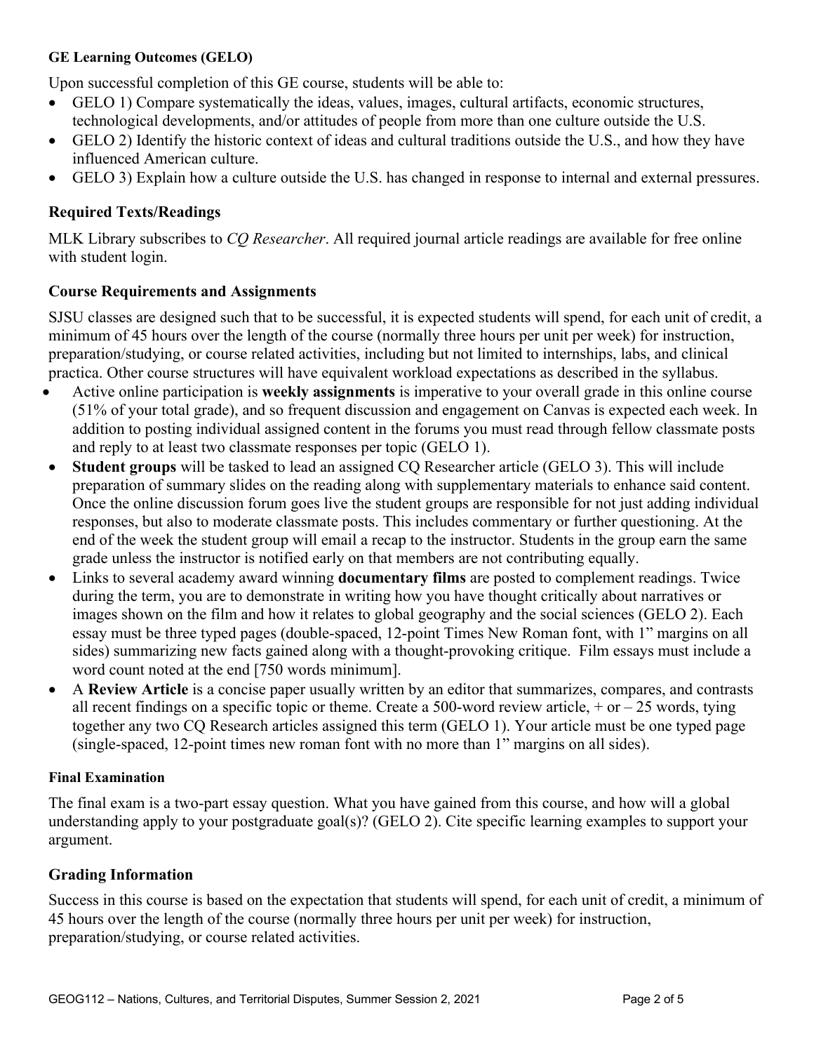#### GE Learning Outcomes (GELO)

Upon successful completion of this GE course, students will be able to:

- GELO 1) Compare systematically the ideas, values, images, cultural artifacts, economic structures, technological developments, and/or attitudes of people from more than one culture outside the U.S.
- GELO 2) Identify the historic context of ideas and cultural traditions outside the U.S., and how they have influenced American culture.
- GELO 3) Explain how a culture outside the U.S. has changed in response to internal and external pressures.

### Required Texts/Readings

MLK Library subscribes to *CQ Researcher*. All required journal article readings are available for free online with student login.

### Course Requirements and Assignments

SJSU classes are designed such that to be successful, it is expected students will spend, for each unit of credit, a minimum of 45 hours over the length of the course (normally three hours per unit per week) for instruction, preparation/studying, or course related activities, including but not limited to internships, labs, and clinical practica. Other course structures will have equivalent workload expectations as described in the syllabus.

- Active online participation is **weekly assignments** is imperative to your overall grade in this online course (51% of your total grade), and so frequent discussion and engagement on Canvas is expected each week. In addition to posting individual assigned content in the forums you must read through fellow classmate posts and reply to at least two classmate responses per topic (GELO 1).
- **Student groups** will be tasked to lead an assigned CQ Researcher article (GELO 3). This will include preparation of summary slides on the reading along with supplementary materials to enhance said content. Once the online discussion forum goes live the student groups are responsible for not just adding individual responses, but also to moderate classmate posts. This includes commentary or further questioning. At the end of the week the student group will email a recap to the instructor. Students in the group earn the same grade unless the instructor is notified early on that members are not contributing equally.
- Links to several academy award winning **documentary films** are posted to complement readings. Twice during the term, you are to demonstrate in writing how you have thought critically about narratives or images shown on the film and how it relates to global geography and the social sciences (GELO 2). Each essay must be three typed pages (double-spaced, 12-point Times New Roman font, with 1" margins on all sides) summarizing new facts gained along with a thought-provoking critique. Film essays must include a word count noted at the end [750 words minimum].
- A **Review Article** is a concise paper usually written by an editor that summarizes, compares, and contrasts all recent findings on a specific topic or theme. Create a 500-word review article, + or – 25 words, tying together any two CQ Research articles assigned this term (GELO 1). Your article must be one typed page (single-spaced, 12-point times new roman font with no more than 1" margins on all sides).

#### Final Examination

The final exam is a two-part essay question. What you have gained from this course, and how will a global understanding apply to your postgraduate goal(s)? (GELO 2). Cite specific learning examples to support your argument.

### Grading Information

Success in this course is based on the expectation that students will spend, for each unit of credit, a minimum of 45 hours over the length of the course (normally three hours per unit per week) for instruction, preparation/studying, or course related activities.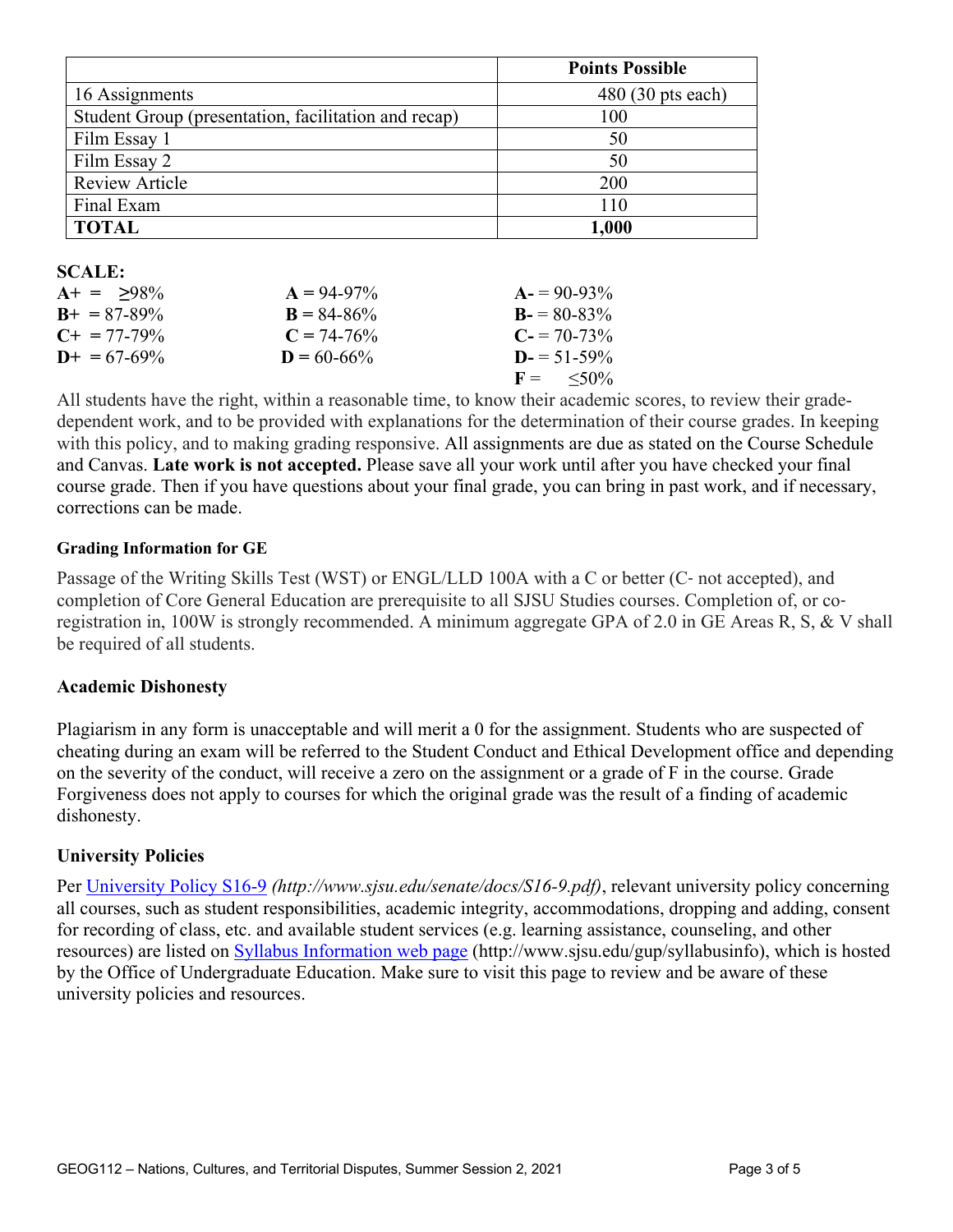| | Points Possible |
|---|---|
| 16 Assignments | 480 (30 pts each) |
| Student Group (presentation, facilitation and recap) | 100 |
| Film Essay 1 | 50 |
| Film Essay 2 | 50 |
| Review Article | 200 |
| Final Exam | 110 |
| **TOTAL** | **1,000** |

**SCALE:**

| | | |
|---|---|---|
| **A+** = ≥98% | **A** = 94-97% | **A-** = 90-93% |
| **B+** = 87-89% | **B** = 84-86% | **B-** = 80-83% |
| **C+** = 77-79% | **C** = 74-76% | **C-** = 70-73% |
| **D+** = 67-69% | **D** = 60-66% | **D-** = 51-59% |
| | | **F** = ≤50% |

All students have the right, within a reasonable time, to know their academic scores, to review their grade-dependent work, and to be provided with explanations for the determination of their course grades. In keeping with this policy, and to making grading responsive. All assignments are due as stated on the Course Schedule and Canvas. **Late work is not accepted.** Please save all your work until after you have checked your final course grade. Then if you have questions about your final grade, you can bring in past work, and if necessary, corrections can be made.

#### Grading Information for GE

Passage of the Writing Skills Test (WST) or ENGL/LLD 100A with a C or better (C‐ not accepted), and completion of Core General Education are prerequisite to all SJSU Studies courses. Completion of, or co-registration in, 100W is strongly recommended. A minimum aggregate GPA of 2.0 in GE Areas R, S, & V shall be required of all students.

### Academic Dishonesty

Plagiarism in any form is unacceptable and will merit a 0 for the assignment. Students who are suspected of cheating during an exam will be referred to the Student Conduct and Ethical Development office and depending on the severity of the conduct, will receive a zero on the assignment or a grade of F in the course. Grade Forgiveness does not apply to courses for which the original grade was the result of a finding of academic dishonesty.

### University Policies

Per [University Policy S16-9](http://www.sjsu.edu/senate/docs/S16-9.pdf) *(http://www.sjsu.edu/senate/docs/S16-9.pdf)*, relevant university policy concerning all courses, such as student responsibilities, academic integrity, accommodations, dropping and adding, consent for recording of class, etc. and available student services (e.g. learning assistance, counseling, and other resources) are listed on [Syllabus Information web page](http://www.sjsu.edu/gup/syllabusinfo) (http://www.sjsu.edu/gup/syllabusinfo), which is hosted by the Office of Undergraduate Education. Make sure to visit this page to review and be aware of these university policies and resources.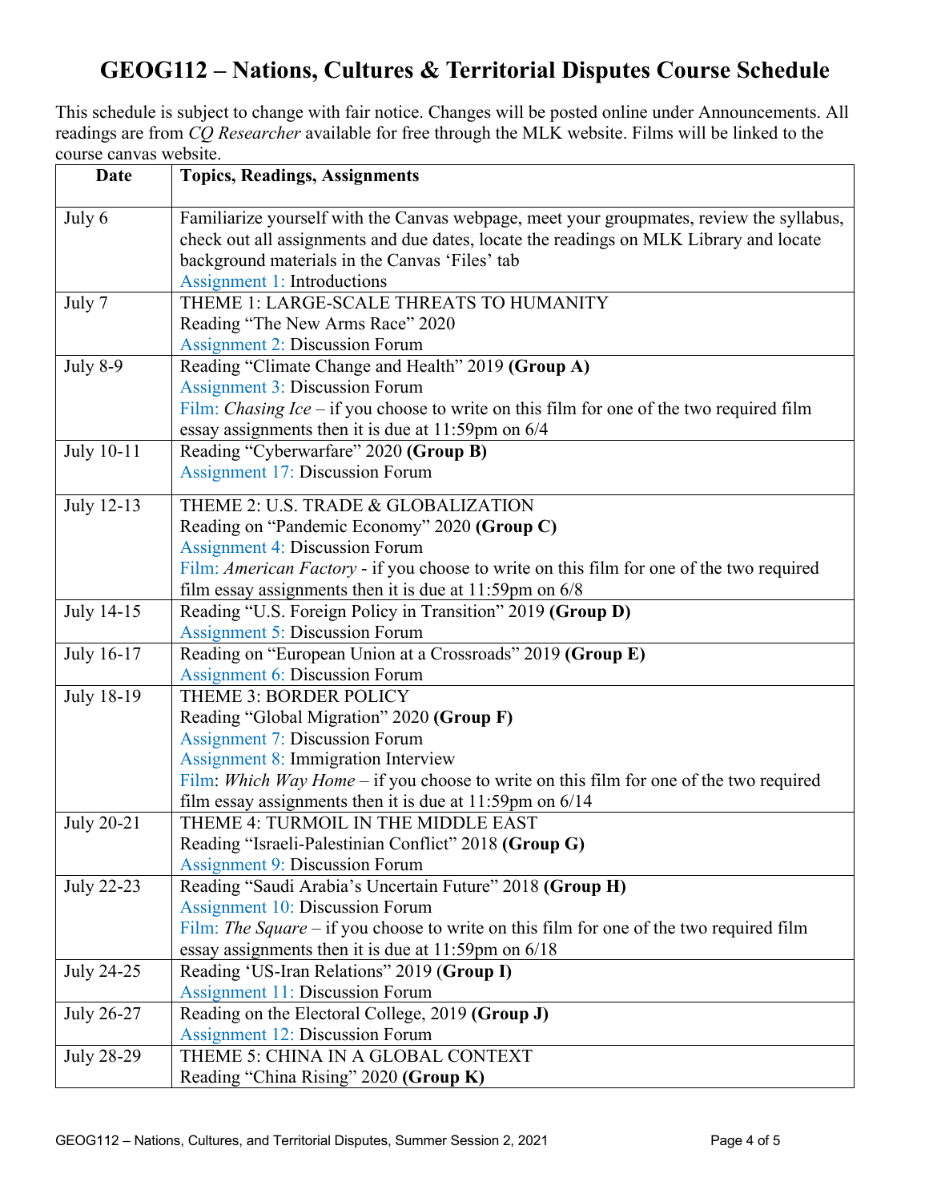# GEOG112 – Nations, Cultures & Territorial Disputes Course Schedule

This schedule is subject to change with fair notice. Changes will be posted online under Announcements. All readings are from *CQ Researcher* available for free through the MLK website. Films will be linked to the course canvas website.

| Date | Topics, Readings, Assignments |
|---|---|
| July 6 | Familiarize yourself with the Canvas webpage, meet your groupmates, review the syllabus, check out all assignments and due dates, locate the readings on MLK Library and locate background materials in the Canvas 'Files' tab<br>Assignment 1: Introductions |
| July 7 | THEME 1: LARGE-SCALE THREATS TO HUMANITY<br>Reading "The New Arms Race" 2020<br>Assignment 2: Discussion Forum |
| July 8-9 | Reading "Climate Change and Health" 2019 **(Group A)**<br>Assignment 3: Discussion Forum<br>Film: *Chasing Ice* – if you choose to write on this film for one of the two required film essay assignments then it is due at 11:59pm on 6/4 |
| July 10-11 | Reading "Cyberwarfare" 2020 **(Group B)**<br>Assignment 17: Discussion Forum |
| July 12-13 | THEME 2: U.S. TRADE & GLOBALIZATION<br>Reading on "Pandemic Economy" 2020 **(Group C)**<br>Assignment 4: Discussion Forum<br>Film: *American Factory* - if you choose to write on this film for one of the two required film essay assignments then it is due at 11:59pm on 6/8 |
| July 14-15 | Reading "U.S. Foreign Policy in Transition" 2019 **(Group D)**<br>Assignment 5: Discussion Forum |
| July 16-17 | Reading on "European Union at a Crossroads" 2019 **(Group E)**<br>Assignment 6: Discussion Forum |
| July 18-19 | THEME 3: BORDER POLICY<br>Reading "Global Migration" 2020 **(Group F)**<br>Assignment 7: Discussion Forum<br>Assignment 8: Immigration Interview<br>Film: *Which Way Home* – if you choose to write on this film for one of the two required film essay assignments then it is due at 11:59pm on 6/14 |
| July 20-21 | THEME 4: TURMOIL IN THE MIDDLE EAST<br>Reading "Israeli-Palestinian Conflict" 2018 **(Group G)**<br>Assignment 9: Discussion Forum |
| July 22-23 | Reading "Saudi Arabia's Uncertain Future" 2018 **(Group H)**<br>Assignment 10: Discussion Forum<br>Film: *The Square* – if you choose to write on this film for one of the two required film essay assignments then it is due at 11:59pm on 6/18 |
| July 24-25 | Reading 'US-Iran Relations" 2019 (**Group I)**<br>Assignment 11: Discussion Forum |
| July 26-27 | Reading on the Electoral College, 2019 **(Group J)**<br>Assignment 12: Discussion Forum |
| July 28-29 | THEME 5: CHINA IN A GLOBAL CONTEXT<br>Reading "China Rising" 2020 **(Group K)** |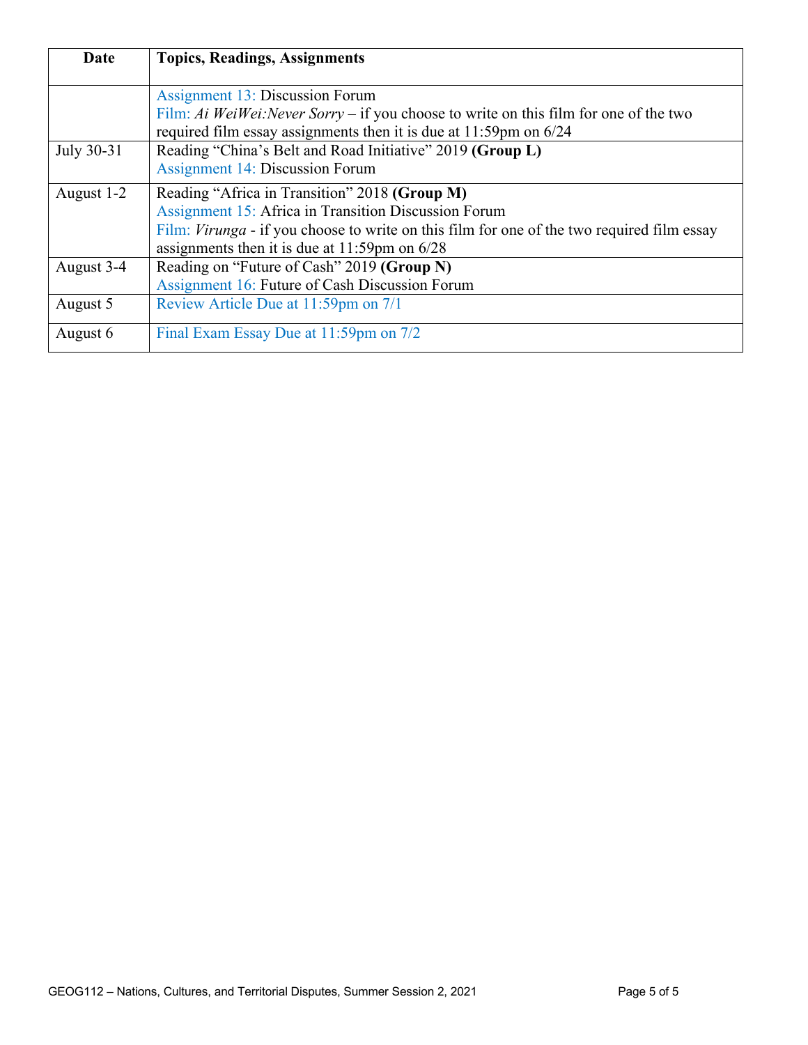| Date | Topics, Readings, Assignments |
|---|---|
| | Assignment 13: Discussion Forum<br>Film: *Ai WeiWei:Never Sorry* – if you choose to write on this film for one of the two required film essay assignments then it is due at 11:59pm on 6/24 |
| July 30-31 | Reading "China's Belt and Road Initiative" 2019 **(Group L)**<br>Assignment 14: Discussion Forum |
| August 1-2 | Reading "Africa in Transition" 2018 **(Group M)**<br>Assignment 15: Africa in Transition Discussion Forum<br>Film: *Virunga* - if you choose to write on this film for one of the two required film essay assignments then it is due at 11:59pm on 6/28 |
| August 3-4 | Reading on "Future of Cash" 2019 **(Group N)**<br>Assignment 16: Future of Cash Discussion Forum |
| August 5 | Review Article Due at 11:59pm on 7/1 |
| August 6 | Final Exam Essay Due at 11:59pm on 7/2 |